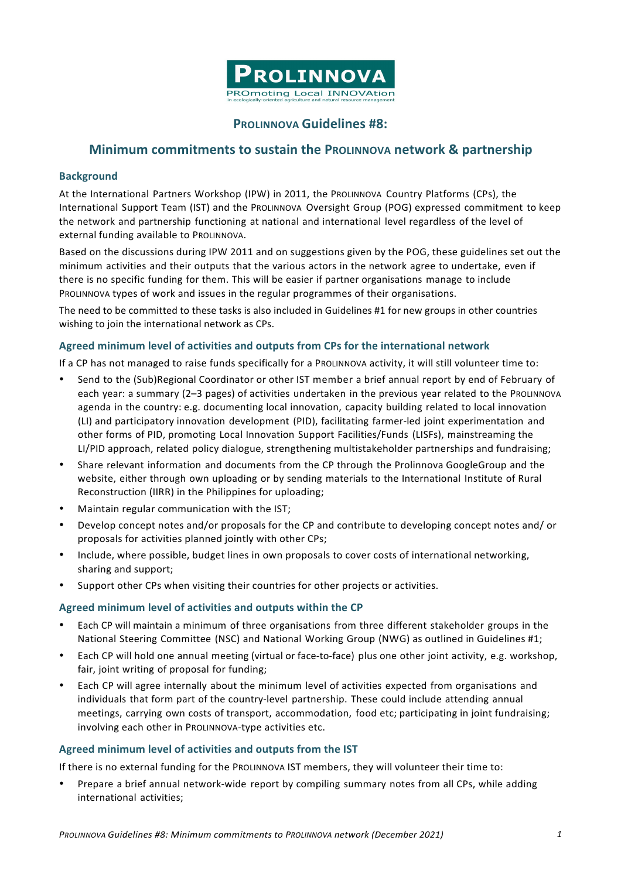# PROLINNOVA Guidelines #8:

## Minimum commitments to sustain the PROLINNOVA network & partnership

### Background

At the International Partners Workshop (IPW) in 2011, the PROLINNOVA Country Platforms (CPs), the International Support Team (IST) and the PROLINNOVA Oversight Group (POG) expressed commitment to keep the network and partnership functioning at national and international level regardless of the level of external funding available to PROLINNOVA.

Based on the discussions during IPW 2011 and on suggestions given by the POG, these guidelines set out the minimum activities and their outputs that the various actors in the network agree to undertake, even if there is no specific funding for them. This will be easier if partner organisations manage to include PROLINNOVA types of work and issues in the regular programmes of their organisations.

The need to be committed to these tasks is also included in Guidelines #1 for new groups in other countries wishing to join the international network as CPs.

### Agreed minimum level of activities and outputs from CPs for the international network

If a CP has not managed to raise funds specifically for a PROLINNOVA activity, it will still volunteer time to:

- Send to the (Sub)Regional Coordinator or other IST member a brief annual report by end of February of each year: a summary (2–3 pages) of activities undertaken in the previous year related to the PROLINNOVA agenda in the country: e.g. documenting local innovation, capacity building related to local innovation (LI) and participatory innovation development (PID), facilitating farmer-led joint experimentation and other forms of PID, promoting Local Innovation Support Facilities/Funds (LISFs), mainstreaming the LI/PID approach, related policy dialogue, strengthening multistakeholder partnerships and fundraising;
- Share relevant information and documents from the CP through the Prolinnova GoogleGroup and the website, either through own uploading or by sending materials to the International Institute of Rural Reconstruction (IIRR) in the Philippines for uploading;
- Maintain regular communication with the IST;
- Develop concept notes and/or proposals for the CP and contribute to developing concept notes and/ or proposals for activities planned jointly with other CPs;
- Include, where possible, budget lines in own proposals to cover costs of international networking, sharing and support;
- Support other CPs when visiting their countries for other projects or activities.

### Agreed minimum level of activities and outputs within the CP

- Each CP will maintain a minimum of three organisations from three different stakeholder groups in the National Steering Committee (NSC) and National Working Group (NWG) as outlined in Guidelines #1;
- Each CP will hold one annual meeting (virtual or face-to-face) plus one other joint activity, e.g. workshop, fair, joint writing of proposal for funding;
- Each CP will agree internally about the minimum level of activities expected from organisations and individuals that form part of the country-level partnership. These could include attending annual meetings, carrying own costs of transport, accommodation, food etc; participating in joint fundraising; involving each other in PROLINNOVA-type activities etc.

### Agreed minimum level of activities and outputs from the IST

If there is no external funding for the PROLINNOVA IST members, they will volunteer their time to:

- Prepare a brief annual network-wide report by compiling summary notes from all CPs, while adding international activities;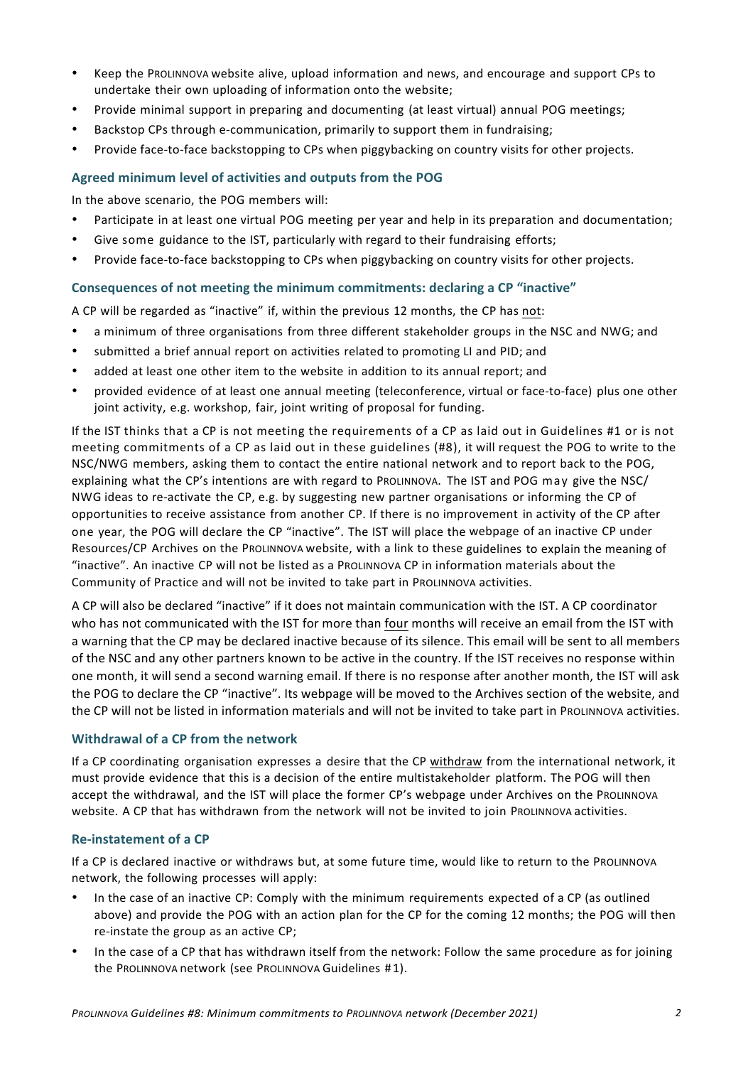- Keep the PROLINNOVA website alive, upload information and news, and encourage and support CPs to undertake their own uploading of information onto the website;
- Provide minimal support in preparing and documenting (at least virtual) annual POG meetings;
- Backstop CPs through e-communication, primarily to support them in fundraising;
- Provide face-to-face backstopping to CPs when piggybacking on country visits for other projects.

### Agreed minimum level of activities and outputs from the POG

In the above scenario, the POG members will:

- Participate in at least one virtual POG meeting per year and help in its preparation and documentation;
- Give some guidance to the IST, particularly with regard to their fundraising efforts;
- Provide face-to-face backstopping to CPs when piggybacking on country visits for other projects.

### Consequences of not meeting the minimum commitments: declaring a CP "inactive"

A CP will be regarded as "inactive" if, within the previous 12 months, the CP has not:

- a minimum of three organisations from three different stakeholder groups in the NSC and NWG; and
- submitted a brief annual report on activities related to promoting LI and PID; and
- added at least one other item to the website in addition to its annual report; and
- provided evidence of at least one annual meeting (teleconference, virtual or face-to-face) plus one other joint activity, e.g. workshop, fair, joint writing of proposal for funding.

If the IST thinks that a CP is not meeting the requirements of a CP as laid out in Guidelines #1 or is not meeting commitments of a CP as laid out in these guidelines (#8), it will request the POG to write to the NSC/NWG members, asking them to contact the entire national network and to report back to the POG, explaining what the CP's intentions are with regard to PROLINNOVA. The IST and POG may give the NSC/NWG ideas to re-activate the CP, e.g. by suggesting new partner organisations or informing the CP of opportunities to receive assistance from another CP. If there is no improvement in activity of the CP after one year, the POG will declare the CP "inactive". The IST will place the webpage of an inactive CP under Resources/CP Archives on the PROLINNOVA website, with a link to these guidelines to explain the meaning of "inactive". An inactive CP will not be listed as a PROLINNOVA CP in information materials about the Community of Practice and will not be invited to take part in PROLINNOVA activities.

A CP will also be declared "inactive" if it does not maintain communication with the IST. A CP coordinator who has not communicated with the IST for more than four months will receive an email from the IST with a warning that the CP may be declared inactive because of its silence. This email will be sent to all members of the NSC and any other partners known to be active in the country. If the IST receives no response within one month, it will send a second warning email. If there is no response after another month, the IST will ask the POG to declare the CP "inactive". Its webpage will be moved to the Archives section of the website, and the CP will not be listed in information materials and will not be invited to take part in PROLINNOVA activities.

### Withdrawal of a CP from the network

If a CP coordinating organisation expresses a desire that the CP withdraw from the international network, it must provide evidence that this is a decision of the entire multistakeholder platform. The POG will then accept the withdrawal, and the IST will place the former CP's webpage under Archives on the PROLINNOVA website. A CP that has withdrawn from the network will not be invited to join PROLINNOVA activities.

### Re-instatement of a CP

If a CP is declared inactive or withdraws but, at some future time, would like to return to the PROLINNOVA network, the following processes will apply:

- In the case of an inactive CP: Comply with the minimum requirements expected of a CP (as outlined above) and provide the POG with an action plan for the CP for the coming 12 months; the POG will then re-instate the group as an active CP;
- In the case of a CP that has withdrawn itself from the network: Follow the same procedure as for joining the PROLINNOVA network (see PROLINNOVA Guidelines #1).